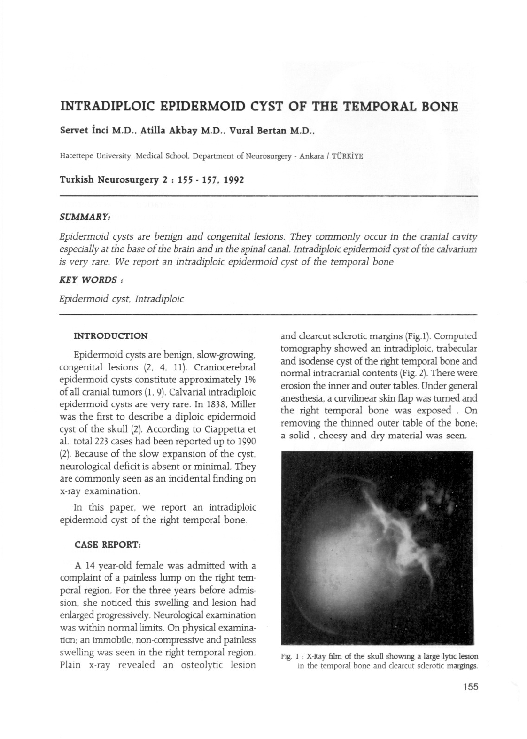# INTRADIPLOIC EPIDERMOID CYST OF THE TEMPORAL BONE

**Servet İnci M.D., Atilla Akbay M.D., Vural Bertan M.D.,**

Hacettepe University, Medical School, Department of Neurosurgery - Ankara / TÜRKİYE

**Turkish Neurosurgery 2 : 155 - 157, 1992**

## *SUMMARY:*

*Epidermoid cysts are benign and congenital lesions. They commonly occur in the cranial cavity especially at the base of the brain and in the spinal canal. Intradiploic epidermoid cyst of the calvarium is very rare. We report an intradiploic epidermoid cyst of the temporal bone*

## *KEY WORDS :*

*Epidermoid cyst, Intradiploic*

## INTRODUCTION

Epidermoid cysts are benign, slow-growing, congenital lesions (2, 4, 11). Craniocerebral epidermoid cysts constitute approximately 1% of all cranial tumors (1, 9). Calvarial intradiploic epidermoid cysts are very rare. In 1838, Miller was the first to describe a diploic epidermoid cyst of the skull (2). According to Ciappetta et al., total 223 cases had been reported up to 1990 (2). Because of the slow expansion of the cyst, neurological deficit is absent or minimal. They are commonly seen as an incidental finding on x-ray examination.

In this paper, we report an intradiploic epidermoid cyst of the right temporal bone.

## CASE REPORT:

A 14 year-old female was admitted with a complaint of a painless lump on the right temporal region. For the three years before admission, she noticed this swelling and lesion had enlarged progressively. Neurological examination was within normal limits. On physical examination; an immobile, non-compressive and painless swelling was seen in the right temporal region. Plain x-ray revealed an osteolytic lesion and clearcut sclerotic margins (Fig.1). Computed tomography showed an intradiploic, trabecular and isodense cyst of the right temporal bone and normal intracranial contents (Fig. 2). There were erosion the inner and outer tables. Under general anesthesia, a curvilinear skin flap was turned and the right temporal bone was exposed . On removing the thinned outer table of the bone; a solid , cheesy and dry material was seen.

Fig. 1 : X-Ray film of the skull showing a large lytic lesion in the temporal bone and clearcut sclerotic margings.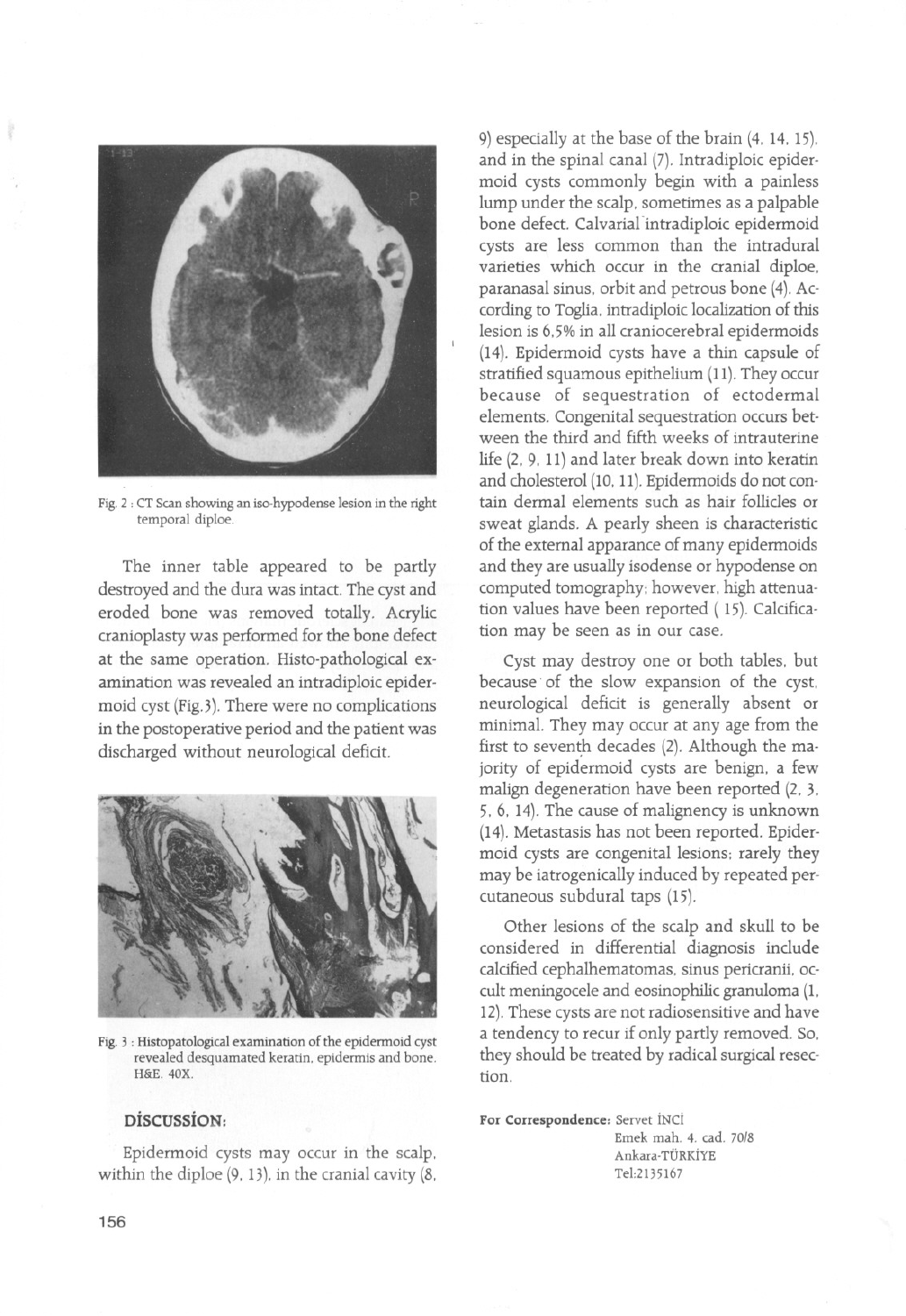Fig. 2 : CT Scan showing an iso-hypodense lesion in the right temporal diploe.

The inner table appeared to be partly destroyed and the dura was intact. The cyst and eroded bone was removed totally. Acrylic cranioplasty was performed for the bone defect at the same operation. Histo-pathological examination was revealed an intradiploic epidermoid cyst (Fig.3). There were no complications in the postoperative period and the patient was discharged without neurological deficit.

Fig. 3 : Histopatological examination of the epidermoid cyst revealed desquamated keratin, epidermis and bone. H&E. 40X.

## DİSCUSSİON:

Epidermoid cysts may occur in the scalp, within the diploe (9, 13), in the cranial cavity (8, 9) especially at the base of the brain (4, 14, 15), and in the spinal canal (7). Intradiploic epidermoid cysts commonly begin with a painless lump under the scalp, sometimes as a palpable bone defect. Calvarial intradiploic epidermoid cysts are less common than the intradural varieties which occur in the cranial diploe, paranasal sinus, orbit and petrous bone (4). According to Toglia, intradiploic localization of this lesion is 6,5% in all craniocerebral epidermoids (14). Epidermoid cysts have a thin capsule of stratified squamous epithelium (11). They occur because of sequestration of ectodermal elements. Congenital sequestration occurs between the third and fifth weeks of intrauterine life (2, 9, 11) and later break down into keratin and cholesterol (10, 11). Epidermoids do not contain dermal elements such as hair follicles or sweat glands. A pearly sheen is characteristic of the external apparance of many epidermoids and they are usually isodense or hypodense on computed tomography; however, high attenuation values have been reported ( 15). Calcification may be seen as in our case.

Cyst may destroy one or both tables, but because of the slow expansion of the cyst, neurological deficit is generally absent or minimal. They may occur at any age from the first to seventh decades (2). Although the majority of epidermoid cysts are benign, a few malign degeneration have been reported (2, 3, 5, 6, 14). The cause of malignency is unknown (14). Metastasis has not been reported. Epidermoid cysts are congenital lesions; rarely they may be iatrogenically induced by repeated percutaneous subdural taps (15).

Other lesions of the scalp and skull to be considered in differential diagnosis include calcified cephalhematomas, sinus pericranii, occult meningocele and eosinophilic granuloma (1, 12). These cysts are not radiosensitive and have a tendency to recur if only partly removed. So, they should be treated by radical surgical resection.

**For Correspondence:** Servet İNCİ
Emek mah. 4. cad. 70/8
Ankara-TÜRKİYE
Tel:2135167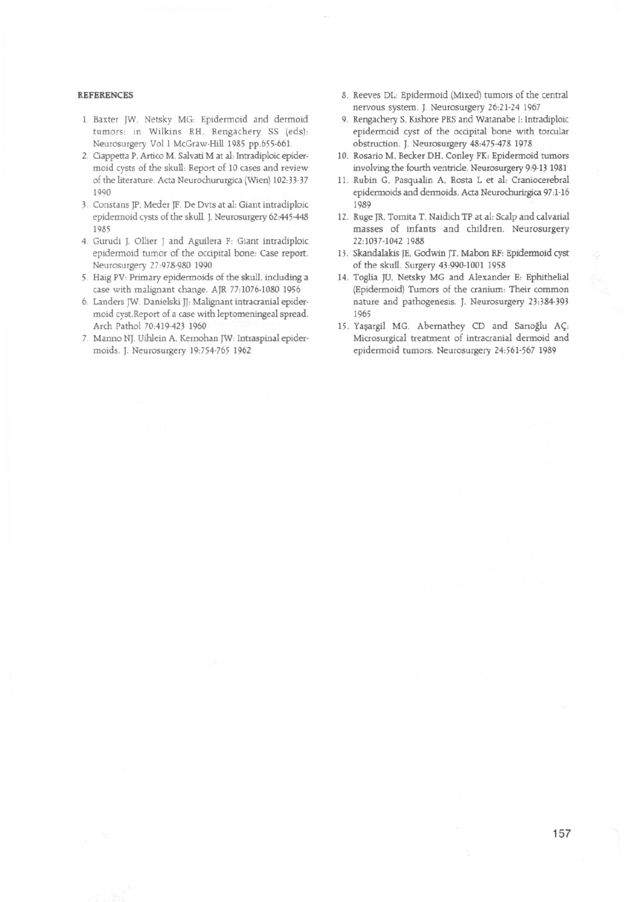**REFERENCES**

1. Baxter JW. Netsky MG: Epidermoid and dermoid tumors: in Wilkins RH, Rengachery SS (eds): Neurosurgery Vol I McGraw-Hill 1985 pp.655-661.
2. Ciappetta P, Artico M, Salvati M at al: Intradiploic epidermoid cysts of the skull: Report of 10 cases and review of the literature. Acta Neurochururgica (Wien) 102:33-37 1990
3. Constans JP, Meder JF, De Dvts at al: Giant intradiploic epidermoid cysts of the skull. J. Neurosurgery 62:445-448 1985
4. Gurudi J, Ollier J and Aguilera F: Giant intradiploic epidermoid tumor of the occipital bone: Case report. Neurosurgery 27:978-980 1990
5. Haig PV: Primary epidermoids of the skull, including a case with malignant change. AJR 77:1076-1080 1956
6. Landers JW, Danielski JJ: Malignant intracranial epidermoid cyst.Report of a case with leptomeningeal spread. Arch Pathol 70:419-423 1960
7. Manno NJ, Uihlein A, Kernohan JW: Intraspinal epidermoids. J. Neurosurgery 19:754-765 1962
8. Reeves DL: Epidermoid (Mixed) tumors of the central nervous system. J. Neurosurgery 26:21-24 1967
9. Rengachery S, Kishore PRS and Watanabe I: Intradiploic epidermoid cyst of the occipital bone with torcular obstruction. J. Neurosurgery 48:475-478 1978
10. Rosario M, Becker DH, Conley FK: Epidermoid tumors involving the fourth ventricle. Neurosurgery 9:9-13 1981
11. Rubin G, Pasqualin A, Rosta L et al: Craniocerebral epidermoids and dermoids. Acta Neurochurirgica 97:1-16 1989
12. Ruge JR, Tomita T, Naidich TP at al: Scalp and calvarial masses of infants and children. Neurosurgery 22:1037-1042 1988
13. Skandalakis JE, Godwin JT, Mabon RF: Epidermoid cyst of the skull. Surgery 43:990-1001 1958
14. Toglia JU, Netsky MG and Alexander E: Ephithelial (Epidermoid) Tumors of the cranium: Their common nature and pathogenesis. J. Neurosurgery 23:384-393 1965
15. Yaşargil MG, Abernathey CD and Sarıoğlu AÇ: Microsurgical treatment of intracranial dermoid and epidermoid tumors. Neurosurgery 24:561-567 1989